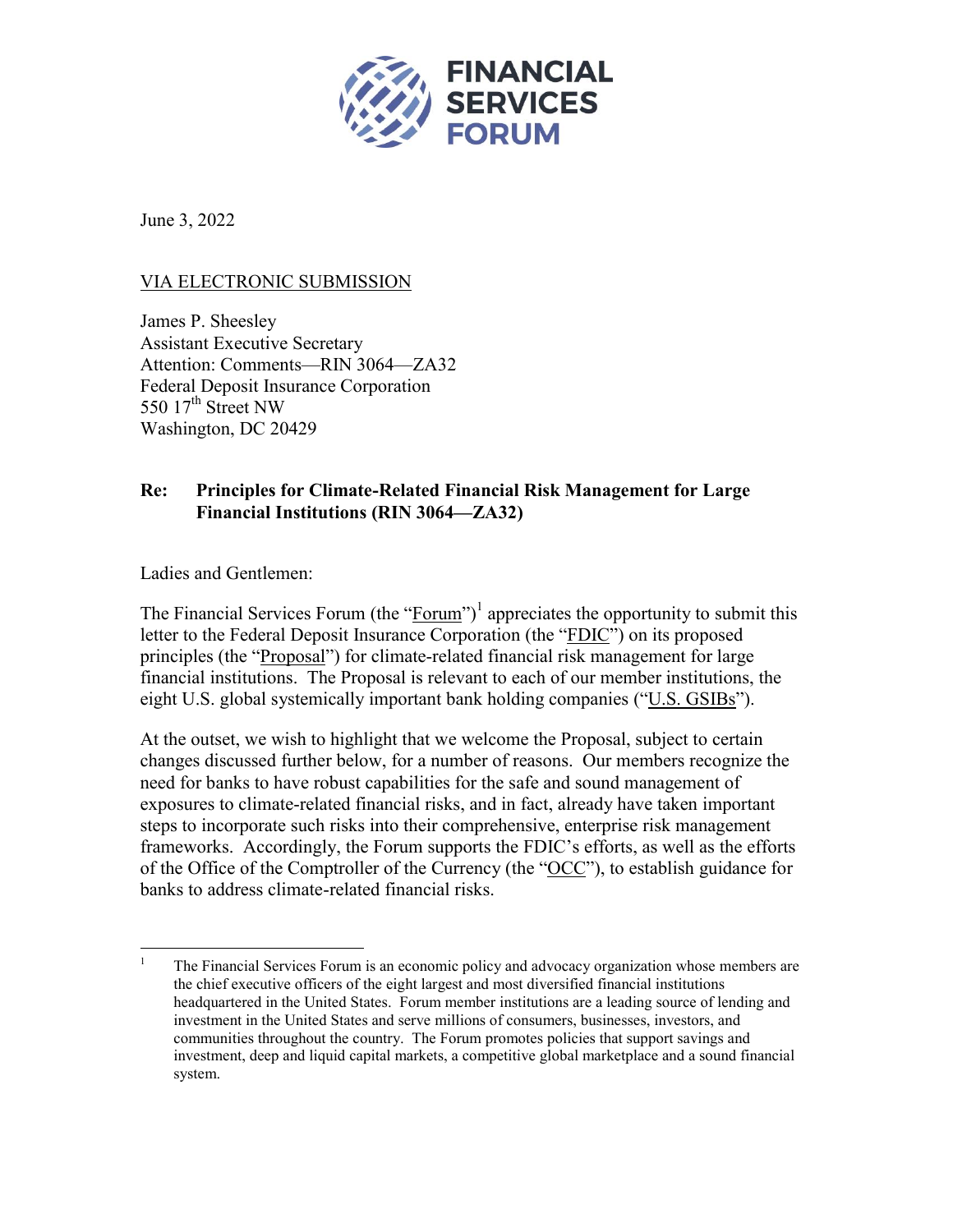FINANCIAL SERVICES FORUM

June 3, 2022

VIA ELECTRONIC SUBMISSION

James P. Sheesley
Assistant Executive Secretary
Attention: Comments—RIN 3064—ZA32
Federal Deposit Insurance Corporation
550 17th Street NW
Washington, DC 20429

**Re: Principles for Climate-Related Financial Risk Management for Large Financial Institutions (RIN 3064—ZA32)**

Ladies and Gentlemen:

The Financial Services Forum (the "Forum")[1] appreciates the opportunity to submit this letter to the Federal Deposit Insurance Corporation (the "FDIC") on its proposed principles (the "Proposal") for climate-related financial risk management for large financial institutions. The Proposal is relevant to each of our member institutions, the eight U.S. global systemically important bank holding companies ("U.S. GSIBs").

At the outset, we wish to highlight that we welcome the Proposal, subject to certain changes discussed further below, for a number of reasons. Our members recognize the need for banks to have robust capabilities for the safe and sound management of exposures to climate-related financial risks, and in fact, already have taken important steps to incorporate such risks into their comprehensive, enterprise risk management frameworks. Accordingly, the Forum supports the FDIC's efforts, as well as the efforts of the Office of the Comptroller of the Currency (the "OCC"), to establish guidance for banks to address climate-related financial risks.

[1] The Financial Services Forum is an economic policy and advocacy organization whose members are the chief executive officers of the eight largest and most diversified financial institutions headquartered in the United States. Forum member institutions are a leading source of lending and investment in the United States and serve millions of consumers, businesses, investors, and communities throughout the country. The Forum promotes policies that support savings and investment, deep and liquid capital markets, a competitive global marketplace and a sound financial system.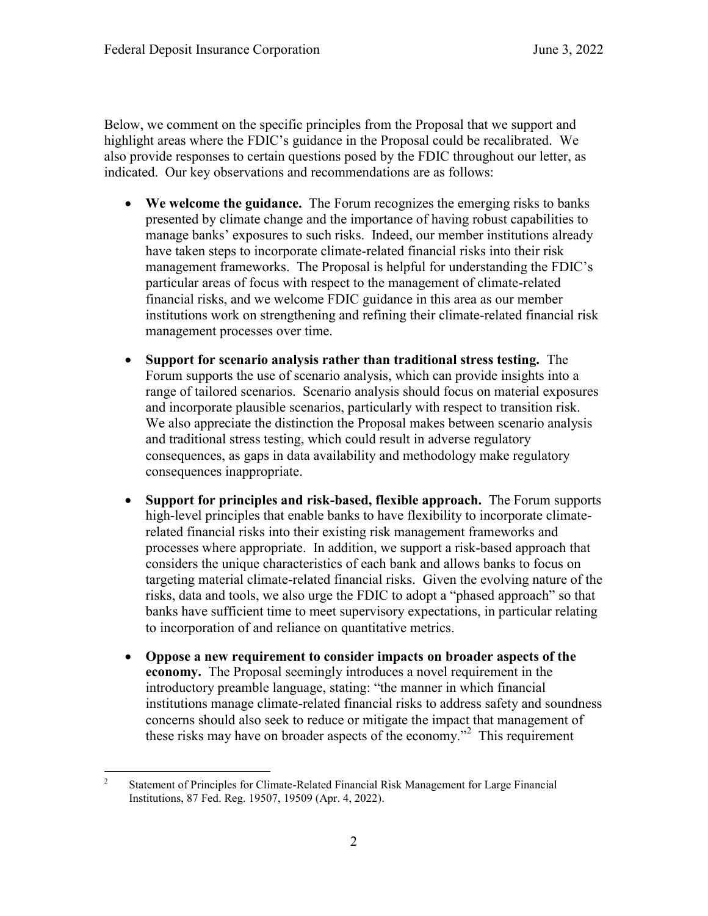Below, we comment on the specific principles from the Proposal that we support and highlight areas where the FDIC's guidance in the Proposal could be recalibrated. We also provide responses to certain questions posed by the FDIC throughout our letter, as indicated. Our key observations and recommendations are as follows:

- **We welcome the guidance.** The Forum recognizes the emerging risks to banks presented by climate change and the importance of having robust capabilities to manage banks' exposures to such risks. Indeed, our member institutions already have taken steps to incorporate climate-related financial risks into their risk management frameworks. The Proposal is helpful for understanding the FDIC's particular areas of focus with respect to the management of climate-related financial risks, and we welcome FDIC guidance in this area as our member institutions work on strengthening and refining their climate-related financial risk management processes over time.

- **Support for scenario analysis rather than traditional stress testing.** The Forum supports the use of scenario analysis, which can provide insights into a range of tailored scenarios. Scenario analysis should focus on material exposures and incorporate plausible scenarios, particularly with respect to transition risk. We also appreciate the distinction the Proposal makes between scenario analysis and traditional stress testing, which could result in adverse regulatory consequences, as gaps in data availability and methodology make regulatory consequences inappropriate.

- **Support for principles and risk-based, flexible approach.** The Forum supports high-level principles that enable banks to have flexibility to incorporate climate-related financial risks into their existing risk management frameworks and processes where appropriate. In addition, we support a risk-based approach that considers the unique characteristics of each bank and allows banks to focus on targeting material climate-related financial risks. Given the evolving nature of the risks, data and tools, we also urge the FDIC to adopt a "phased approach" so that banks have sufficient time to meet supervisory expectations, in particular relating to incorporation of and reliance on quantitative metrics.

- **Oppose a new requirement to consider impacts on broader aspects of the economy.** The Proposal seemingly introduces a novel requirement in the introductory preamble language, stating: "the manner in which financial institutions manage climate-related financial risks to address safety and soundness concerns should also seek to reduce or mitigate the impact that management of these risks may have on broader aspects of the economy."[2] This requirement

---

[2] Statement of Principles for Climate-Related Financial Risk Management for Large Financial Institutions, 87 Fed. Reg. 19507, 19509 (Apr. 4, 2022).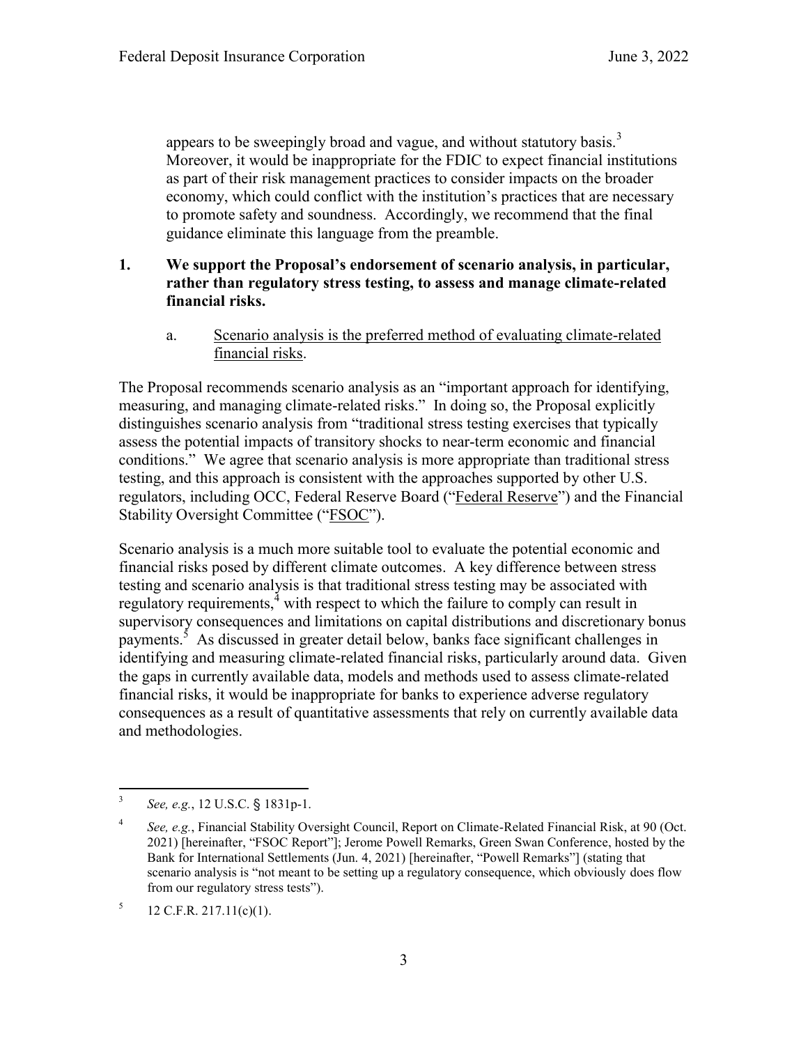appears to be sweepingly broad and vague, and without statutory basis.[3] Moreover, it would be inappropriate for the FDIC to expect financial institutions as part of their risk management practices to consider impacts on the broader economy, which could conflict with the institution's practices that are necessary to promote safety and soundness. Accordingly, we recommend that the final guidance eliminate this language from the preamble.

## 1. We support the Proposal's endorsement of scenario analysis, in particular, rather than regulatory stress testing, to assess and manage climate-related financial risks.

### a. Scenario analysis is the preferred method of evaluating climate-related financial risks.

The Proposal recommends scenario analysis as an "important approach for identifying, measuring, and managing climate-related risks." In doing so, the Proposal explicitly distinguishes scenario analysis from "traditional stress testing exercises that typically assess the potential impacts of transitory shocks to near-term economic and financial conditions." We agree that scenario analysis is more appropriate than traditional stress testing, and this approach is consistent with the approaches supported by other U.S. regulators, including OCC, Federal Reserve Board ("Federal Reserve") and the Financial Stability Oversight Committee ("FSOC").

Scenario analysis is a much more suitable tool to evaluate the potential economic and financial risks posed by different climate outcomes. A key difference between stress testing and scenario analysis is that traditional stress testing may be associated with regulatory requirements,[4] with respect to which the failure to comply can result in supervisory consequences and limitations on capital distributions and discretionary bonus payments.[5] As discussed in greater detail below, banks face significant challenges in identifying and measuring climate-related financial risks, particularly around data. Given the gaps in currently available data, models and methods used to assess climate-related financial risks, it would be inappropriate for banks to experience adverse regulatory consequences as a result of quantitative assessments that rely on currently available data and methodologies.

---

[3] *See, e.g.*, 12 U.S.C. § 1831p-1.

[4] *See, e.g.*, Financial Stability Oversight Council, Report on Climate-Related Financial Risk, at 90 (Oct. 2021) [hereinafter, "FSOC Report"]; Jerome Powell Remarks, Green Swan Conference, hosted by the Bank for International Settlements (Jun. 4, 2021) [hereinafter, "Powell Remarks"] (stating that scenario analysis is "not meant to be setting up a regulatory consequence, which obviously does flow from our regulatory stress tests").

[5] 12 C.F.R. 217.11(c)(1).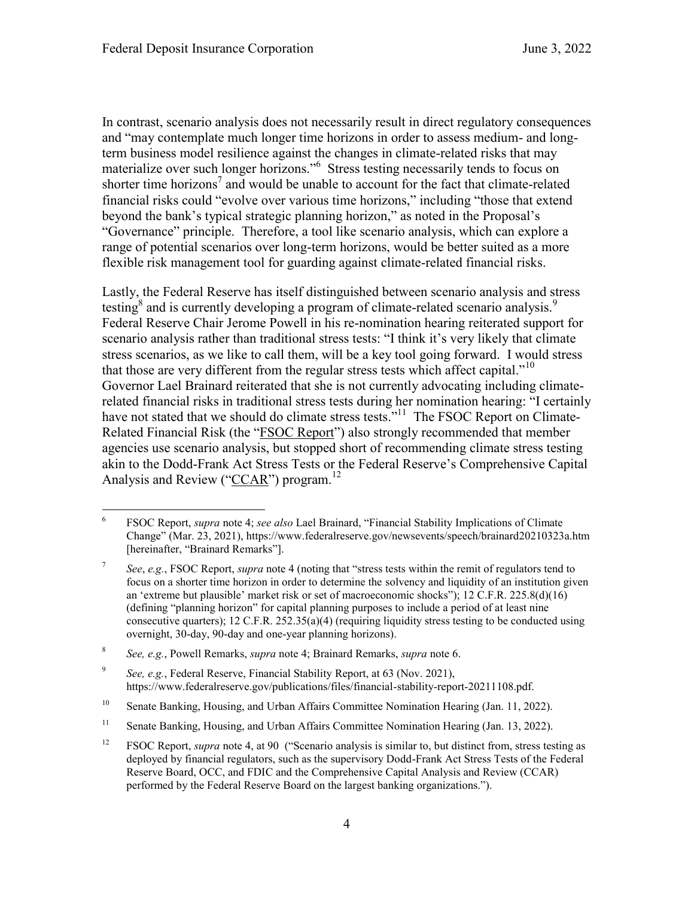In contrast, scenario analysis does not necessarily result in direct regulatory consequences and "may contemplate much longer time horizons in order to assess medium- and long-term business model resilience against the changes in climate-related risks that may materialize over such longer horizons."[6] Stress testing necessarily tends to focus on shorter time horizons[7] and would be unable to account for the fact that climate-related financial risks could "evolve over various time horizons," including "those that extend beyond the bank's typical strategic planning horizon," as noted in the Proposal's "Governance" principle. Therefore, a tool like scenario analysis, which can explore a range of potential scenarios over long-term horizons, would be better suited as a more flexible risk management tool for guarding against climate-related financial risks.

Lastly, the Federal Reserve has itself distinguished between scenario analysis and stress testing[8] and is currently developing a program of climate-related scenario analysis.[9] Federal Reserve Chair Jerome Powell in his re-nomination hearing reiterated support for scenario analysis rather than traditional stress tests: "I think it's very likely that climate stress scenarios, as we like to call them, will be a key tool going forward. I would stress that those are very different from the regular stress tests which affect capital."[10] Governor Lael Brainard reiterated that she is not currently advocating including climate-related financial risks in traditional stress tests during her nomination hearing: "I certainly have not stated that we should do climate stress tests."[11] The FSOC Report on Climate-Related Financial Risk (the "<u>FSOC Report</u>") also strongly recommended that member agencies use scenario analysis, but stopped short of recommending climate stress testing akin to the Dodd-Frank Act Stress Tests or the Federal Reserve's Comprehensive Capital Analysis and Review ("<u>CCAR</u>") program.[12]

---

[6] FSOC Report, *supra* note 4; *see also* Lael Brainard, "Financial Stability Implications of Climate Change" (Mar. 23, 2021), https://www.federalreserve.gov/newsevents/speech/brainard20210323a.htm [hereinafter, "Brainard Remarks"].

[7] *See*, *e.g.*, FSOC Report, *supra* note 4 (noting that "stress tests within the remit of regulators tend to focus on a shorter time horizon in order to determine the solvency and liquidity of an institution given an 'extreme but plausible' market risk or set of macroeconomic shocks"); 12 C.F.R. 225.8(d)(16) (defining "planning horizon" for capital planning purposes to include a period of at least nine consecutive quarters); 12 C.F.R. 252.35(a)(4) (requiring liquidity stress testing to be conducted using overnight, 30-day, 90-day and one-year planning horizons).

[8] *See, e.g.*, Powell Remarks, *supra* note 4; Brainard Remarks, *supra* note 6.

[9] *See, e.g.*, Federal Reserve, Financial Stability Report, at 63 (Nov. 2021), https://www.federalreserve.gov/publications/files/financial-stability-report-20211108.pdf.

[10] Senate Banking, Housing, and Urban Affairs Committee Nomination Hearing (Jan. 11, 2022).

[11] Senate Banking, Housing, and Urban Affairs Committee Nomination Hearing (Jan. 13, 2022).

[12] FSOC Report, *supra* note 4, at 90 ("Scenario analysis is similar to, but distinct from, stress testing as deployed by financial regulators, such as the supervisory Dodd-Frank Act Stress Tests of the Federal Reserve Board, OCC, and FDIC and the Comprehensive Capital Analysis and Review (CCAR) performed by the Federal Reserve Board on the largest banking organizations.").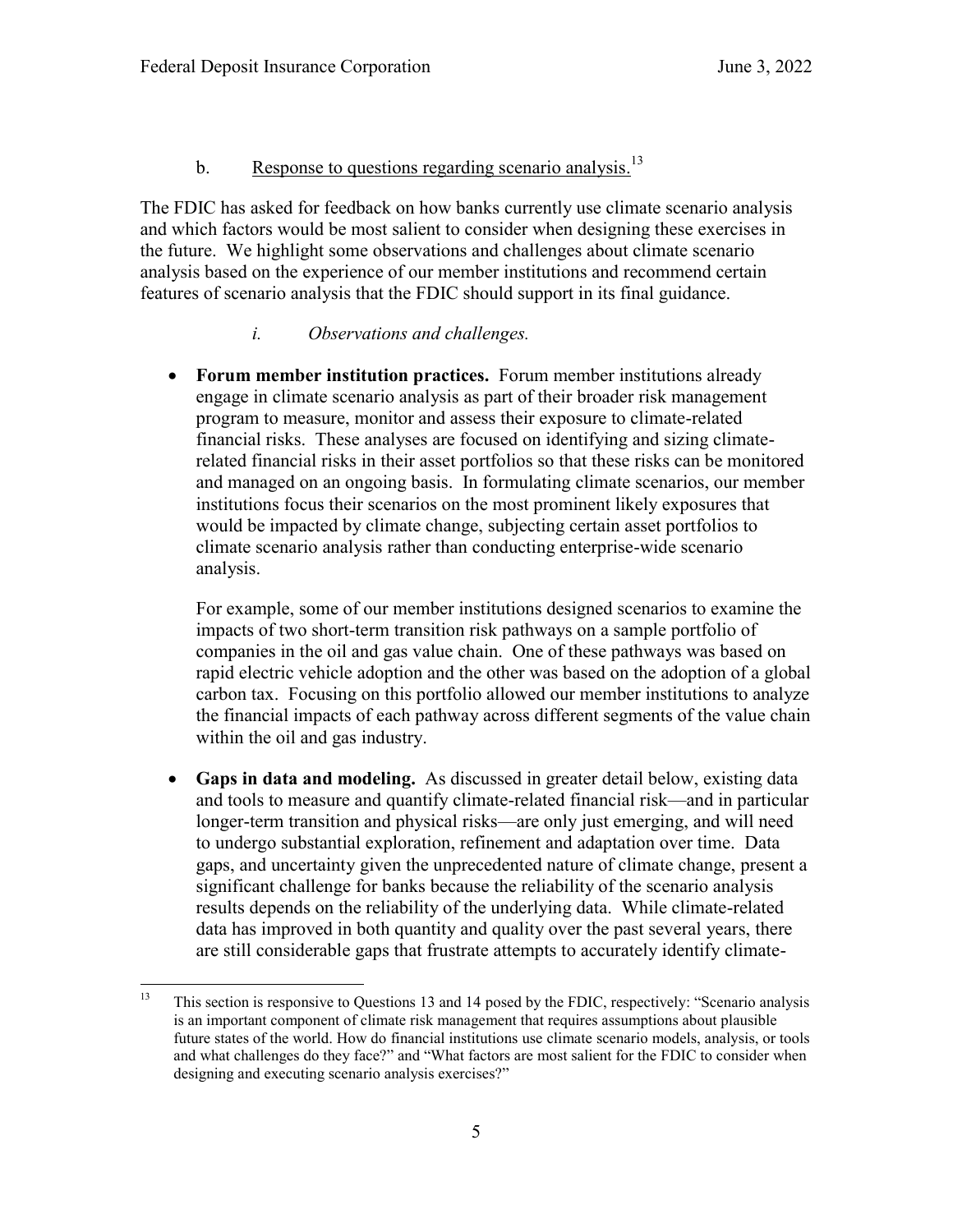b. Response to questions regarding scenario analysis.[13]

The FDIC has asked for feedback on how banks currently use climate scenario analysis and which factors would be most salient to consider when designing these exercises in the future. We highlight some observations and challenges about climate scenario analysis based on the experience of our member institutions and recommend certain features of scenario analysis that the FDIC should support in its final guidance.

*i. Observations and challenges.*

- **Forum member institution practices.** Forum member institutions already engage in climate scenario analysis as part of their broader risk management program to measure, monitor and assess their exposure to climate-related financial risks. These analyses are focused on identifying and sizing climate-related financial risks in their asset portfolios so that these risks can be monitored and managed on an ongoing basis. In formulating climate scenarios, our member institutions focus their scenarios on the most prominent likely exposures that would be impacted by climate change, subjecting certain asset portfolios to climate scenario analysis rather than conducting enterprise-wide scenario analysis.

  For example, some of our member institutions designed scenarios to examine the impacts of two short-term transition risk pathways on a sample portfolio of companies in the oil and gas value chain. One of these pathways was based on rapid electric vehicle adoption and the other was based on the adoption of a global carbon tax. Focusing on this portfolio allowed our member institutions to analyze the financial impacts of each pathway across different segments of the value chain within the oil and gas industry.

- **Gaps in data and modeling.** As discussed in greater detail below, existing data and tools to measure and quantify climate-related financial risk—and in particular longer-term transition and physical risks—are only just emerging, and will need to undergo substantial exploration, refinement and adaptation over time. Data gaps, and uncertainty given the unprecedented nature of climate change, present a significant challenge for banks because the reliability of the scenario analysis results depends on the reliability of the underlying data. While climate-related data has improved in both quantity and quality over the past several years, there are still considerable gaps that frustrate attempts to accurately identify climate-

---

[13] This section is responsive to Questions 13 and 14 posed by the FDIC, respectively: "Scenario analysis is an important component of climate risk management that requires assumptions about plausible future states of the world. How do financial institutions use climate scenario models, analysis, or tools and what challenges do they face?" and "What factors are most salient for the FDIC to consider when designing and executing scenario analysis exercises?"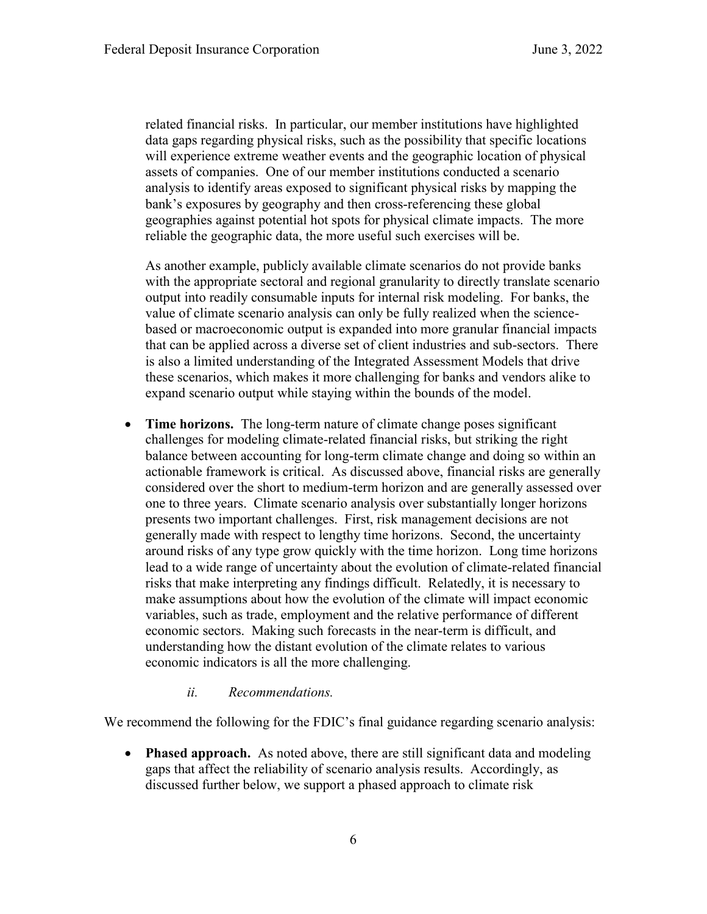related financial risks. In particular, our member institutions have highlighted data gaps regarding physical risks, such as the possibility that specific locations will experience extreme weather events and the geographic location of physical assets of companies. One of our member institutions conducted a scenario analysis to identify areas exposed to significant physical risks by mapping the bank's exposures by geography and then cross-referencing these global geographies against potential hot spots for physical climate impacts. The more reliable the geographic data, the more useful such exercises will be.

As another example, publicly available climate scenarios do not provide banks with the appropriate sectoral and regional granularity to directly translate scenario output into readily consumable inputs for internal risk modeling. For banks, the value of climate scenario analysis can only be fully realized when the science-based or macroeconomic output is expanded into more granular financial impacts that can be applied across a diverse set of client industries and sub-sectors. There is also a limited understanding of the Integrated Assessment Models that drive these scenarios, which makes it more challenging for banks and vendors alike to expand scenario output while staying within the bounds of the model.

- **Time horizons.** The long-term nature of climate change poses significant challenges for modeling climate-related financial risks, but striking the right balance between accounting for long-term climate change and doing so within an actionable framework is critical. As discussed above, financial risks are generally considered over the short to medium-term horizon and are generally assessed over one to three years. Climate scenario analysis over substantially longer horizons presents two important challenges. First, risk management decisions are not generally made with respect to lengthy time horizons. Second, the uncertainty around risks of any type grow quickly with the time horizon. Long time horizons lead to a wide range of uncertainty about the evolution of climate-related financial risks that make interpreting any findings difficult. Relatedly, it is necessary to make assumptions about how the evolution of the climate will impact economic variables, such as trade, employment and the relative performance of different economic sectors. Making such forecasts in the near-term is difficult, and understanding how the distant evolution of the climate relates to various economic indicators is all the more challenging.

*ii. Recommendations.*

We recommend the following for the FDIC's final guidance regarding scenario analysis:

- **Phased approach.** As noted above, there are still significant data and modeling gaps that affect the reliability of scenario analysis results. Accordingly, as discussed further below, we support a phased approach to climate risk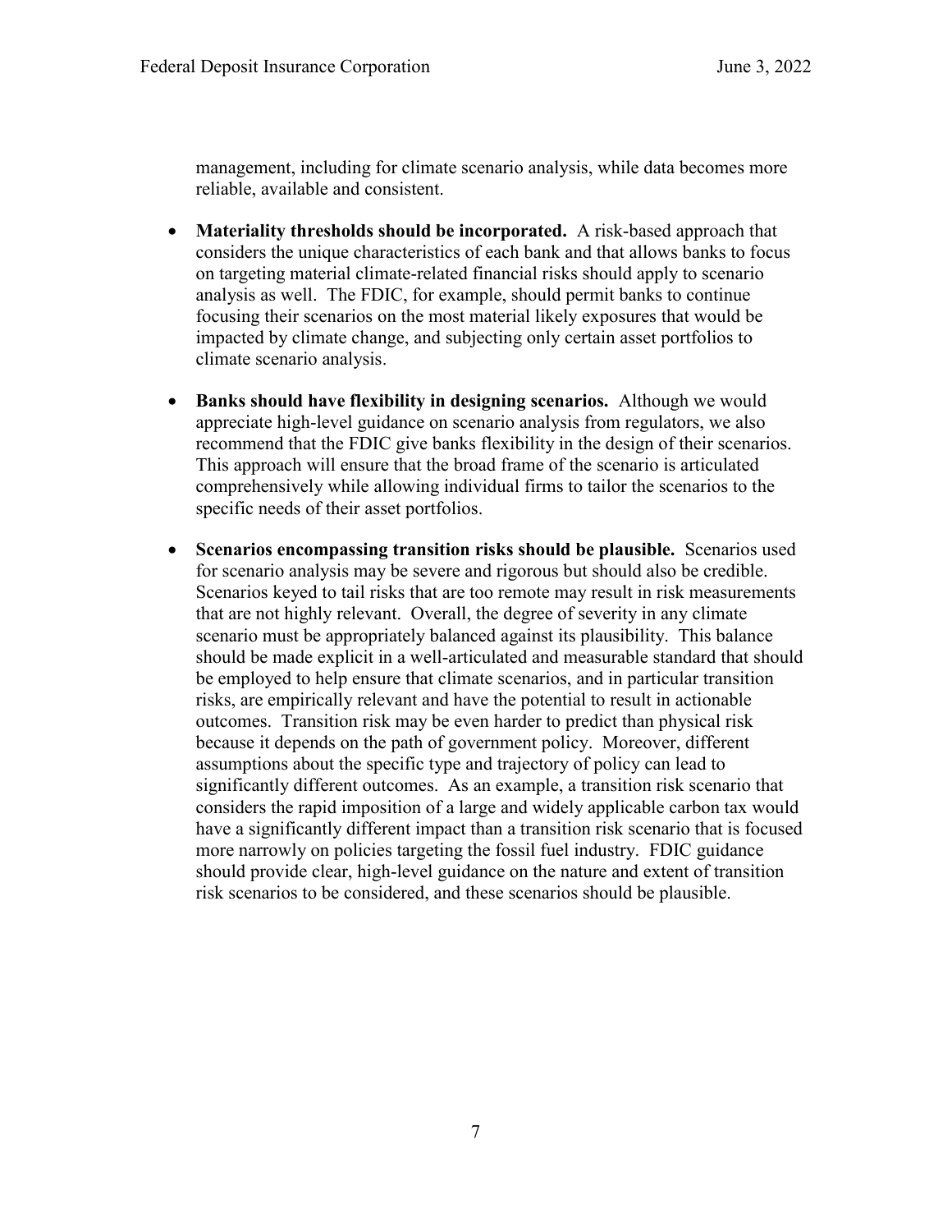management, including for climate scenario analysis, while data becomes more reliable, available and consistent.

- **Materiality thresholds should be incorporated.** A risk-based approach that considers the unique characteristics of each bank and that allows banks to focus on targeting material climate-related financial risks should apply to scenario analysis as well. The FDIC, for example, should permit banks to continue focusing their scenarios on the most material likely exposures that would be impacted by climate change, and subjecting only certain asset portfolios to climate scenario analysis.

- **Banks should have flexibility in designing scenarios.** Although we would appreciate high-level guidance on scenario analysis from regulators, we also recommend that the FDIC give banks flexibility in the design of their scenarios. This approach will ensure that the broad frame of the scenario is articulated comprehensively while allowing individual firms to tailor the scenarios to the specific needs of their asset portfolios.

- **Scenarios encompassing transition risks should be plausible.** Scenarios used for scenario analysis may be severe and rigorous but should also be credible. Scenarios keyed to tail risks that are too remote may result in risk measurements that are not highly relevant. Overall, the degree of severity in any climate scenario must be appropriately balanced against its plausibility. This balance should be made explicit in a well-articulated and measurable standard that should be employed to help ensure that climate scenarios, and in particular transition risks, are empirically relevant and have the potential to result in actionable outcomes. Transition risk may be even harder to predict than physical risk because it depends on the path of government policy. Moreover, different assumptions about the specific type and trajectory of policy can lead to significantly different outcomes. As an example, a transition risk scenario that considers the rapid imposition of a large and widely applicable carbon tax would have a significantly different impact than a transition risk scenario that is focused more narrowly on policies targeting the fossil fuel industry. FDIC guidance should provide clear, high-level guidance on the nature and extent of transition risk scenarios to be considered, and these scenarios should be plausible.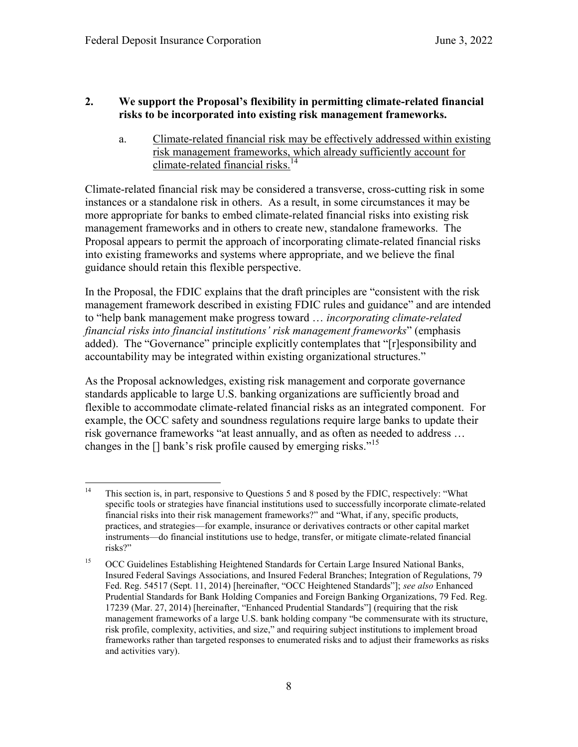## 2. We support the Proposal's flexibility in permitting climate-related financial risks to be incorporated into existing risk management frameworks.

### a. Climate-related financial risk may be effectively addressed within existing risk management frameworks, which already sufficiently account for climate-related financial risks.[14]

Climate-related financial risk may be considered a transverse, cross-cutting risk in some instances or a standalone risk in others. As a result, in some circumstances it may be more appropriate for banks to embed climate-related financial risks into existing risk management frameworks and in others to create new, standalone frameworks. The Proposal appears to permit the approach of incorporating climate-related financial risks into existing frameworks and systems where appropriate, and we believe the final guidance should retain this flexible perspective.

In the Proposal, the FDIC explains that the draft principles are "consistent with the risk management framework described in existing FDIC rules and guidance" and are intended to "help bank management make progress toward … *incorporating climate-related financial risks into financial institutions' risk management frameworks*" (emphasis added). The "Governance" principle explicitly contemplates that "[r]esponsibility and accountability may be integrated within existing organizational structures."

As the Proposal acknowledges, existing risk management and corporate governance standards applicable to large U.S. banking organizations are sufficiently broad and flexible to accommodate climate-related financial risks as an integrated component. For example, the OCC safety and soundness regulations require large banks to update their risk governance frameworks "at least annually, and as often as needed to address … changes in the [] bank's risk profile caused by emerging risks."[15]

---

[14] This section is, in part, responsive to Questions 5 and 8 posed by the FDIC, respectively: "What specific tools or strategies have financial institutions used to successfully incorporate climate-related financial risks into their risk management frameworks?" and "What, if any, specific products, practices, and strategies—for example, insurance or derivatives contracts or other capital market instruments—do financial institutions use to hedge, transfer, or mitigate climate-related financial risks?"

[15] OCC Guidelines Establishing Heightened Standards for Certain Large Insured National Banks, Insured Federal Savings Associations, and Insured Federal Branches; Integration of Regulations, 79 Fed. Reg. 54517 (Sept. 11, 2014) [hereinafter, "OCC Heightened Standards"]; *see also* Enhanced Prudential Standards for Bank Holding Companies and Foreign Banking Organizations, 79 Fed. Reg. 17239 (Mar. 27, 2014) [hereinafter, "Enhanced Prudential Standards"] (requiring that the risk management frameworks of a large U.S. bank holding company "be commensurate with its structure, risk profile, complexity, activities, and size," and requiring subject institutions to implement broad frameworks rather than targeted responses to enumerated risks and to adjust their frameworks as risks and activities vary).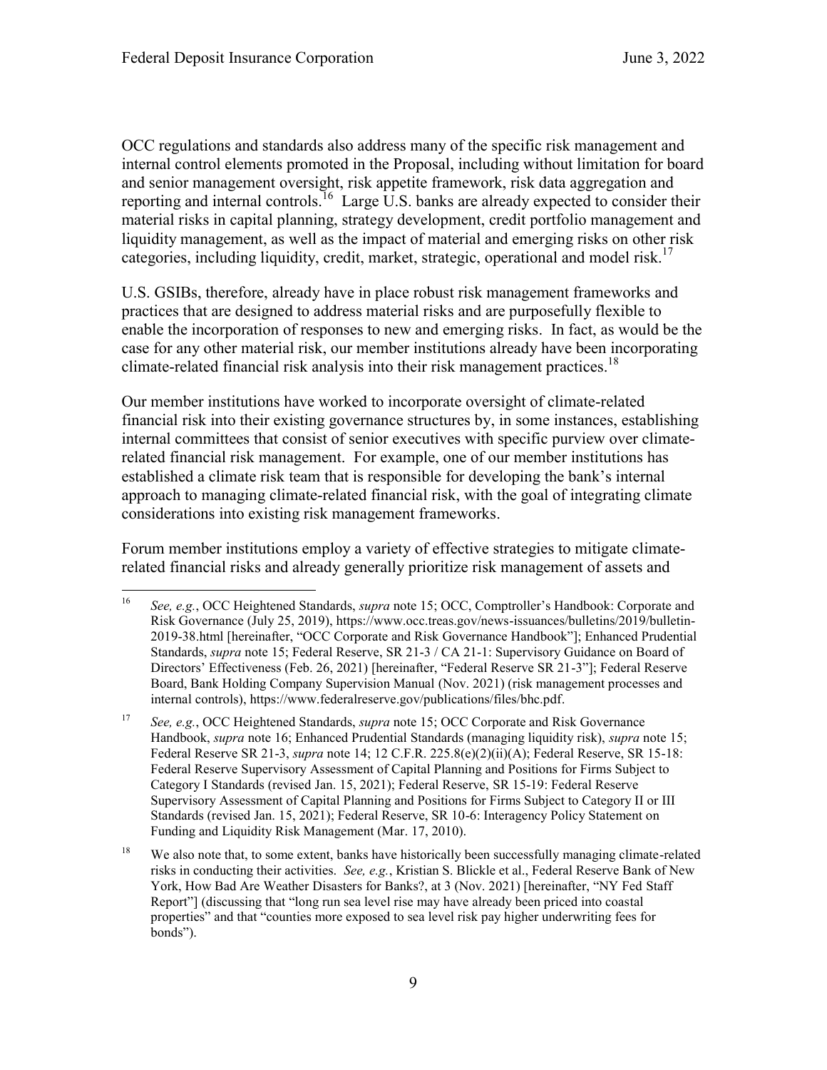OCC regulations and standards also address many of the specific risk management and internal control elements promoted in the Proposal, including without limitation for board and senior management oversight, risk appetite framework, risk data aggregation and reporting and internal controls.[16] Large U.S. banks are already expected to consider their material risks in capital planning, strategy development, credit portfolio management and liquidity management, as well as the impact of material and emerging risks on other risk categories, including liquidity, credit, market, strategic, operational and model risk.[17]

U.S. GSIBs, therefore, already have in place robust risk management frameworks and practices that are designed to address material risks and are purposefully flexible to enable the incorporation of responses to new and emerging risks. In fact, as would be the case for any other material risk, our member institutions already have been incorporating climate-related financial risk analysis into their risk management practices.[18]

Our member institutions have worked to incorporate oversight of climate-related financial risk into their existing governance structures by, in some instances, establishing internal committees that consist of senior executives with specific purview over climate-related financial risk management. For example, one of our member institutions has established a climate risk team that is responsible for developing the bank's internal approach to managing climate-related financial risk, with the goal of integrating climate considerations into existing risk management frameworks.

Forum member institutions employ a variety of effective strategies to mitigate climate-related financial risks and already generally prioritize risk management of assets and

---

[16] *See, e.g.*, OCC Heightened Standards, *supra* note 15; OCC, Comptroller's Handbook: Corporate and Risk Governance (July 25, 2019), https://www.occ.treas.gov/news-issuances/bulletins/2019/bulletin-2019-38.html [hereinafter, "OCC Corporate and Risk Governance Handbook"]; Enhanced Prudential Standards, *supra* note 15; Federal Reserve, SR 21-3 / CA 21-1: Supervisory Guidance on Board of Directors' Effectiveness (Feb. 26, 2021) [hereinafter, "Federal Reserve SR 21-3"]; Federal Reserve Board, Bank Holding Company Supervision Manual (Nov. 2021) (risk management processes and internal controls), https://www.federalreserve.gov/publications/files/bhc.pdf.

[17] *See, e.g.*, OCC Heightened Standards, *supra* note 15; OCC Corporate and Risk Governance Handbook, *supra* note 16; Enhanced Prudential Standards (managing liquidity risk), *supra* note 15; Federal Reserve SR 21-3, *supra* note 14; 12 C.F.R. 225.8(e)(2)(ii)(A); Federal Reserve, SR 15-18: Federal Reserve Supervisory Assessment of Capital Planning and Positions for Firms Subject to Category I Standards (revised Jan. 15, 2021); Federal Reserve, SR 15-19: Federal Reserve Supervisory Assessment of Capital Planning and Positions for Firms Subject to Category II or III Standards (revised Jan. 15, 2021); Federal Reserve, SR 10-6: Interagency Policy Statement on Funding and Liquidity Risk Management (Mar. 17, 2010).

[18] We also note that, to some extent, banks have historically been successfully managing climate-related risks in conducting their activities. *See, e.g.*, Kristian S. Blickle et al., Federal Reserve Bank of New York, How Bad Are Weather Disasters for Banks?, at 3 (Nov. 2021) [hereinafter, "NY Fed Staff Report"] (discussing that "long run sea level rise may have already been priced into coastal properties" and that "counties more exposed to sea level risk pay higher underwriting fees for bonds").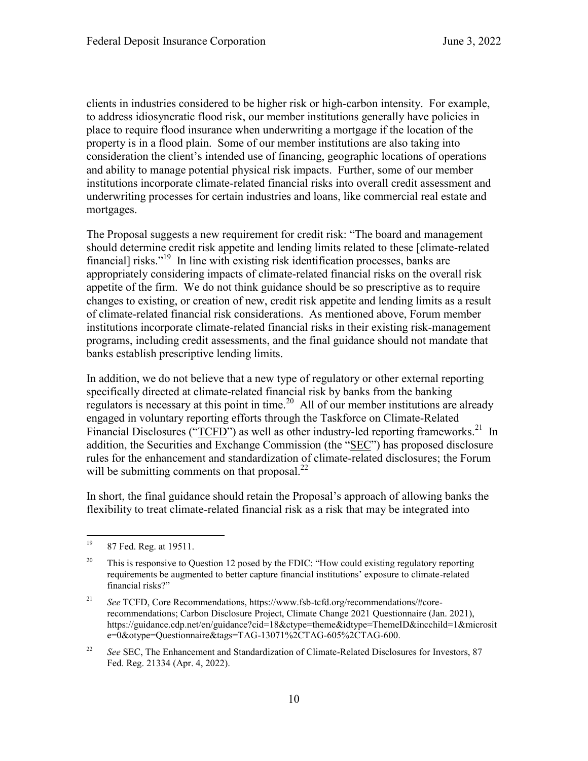clients in industries considered to be higher risk or high-carbon intensity. For example, to address idiosyncratic flood risk, our member institutions generally have policies in place to require flood insurance when underwriting a mortgage if the location of the property is in a flood plain. Some of our member institutions are also taking into consideration the client's intended use of financing, geographic locations of operations and ability to manage potential physical risk impacts. Further, some of our member institutions incorporate climate-related financial risks into overall credit assessment and underwriting processes for certain industries and loans, like commercial real estate and mortgages.

The Proposal suggests a new requirement for credit risk: "The board and management should determine credit risk appetite and lending limits related to these [climate-related financial] risks."[19] In line with existing risk identification processes, banks are appropriately considering impacts of climate-related financial risks on the overall risk appetite of the firm. We do not think guidance should be so prescriptive as to require changes to existing, or creation of new, credit risk appetite and lending limits as a result of climate-related financial risk considerations. As mentioned above, Forum member institutions incorporate climate-related financial risks in their existing risk-management programs, including credit assessments, and the final guidance should not mandate that banks establish prescriptive lending limits.

In addition, we do not believe that a new type of regulatory or other external reporting specifically directed at climate-related financial risk by banks from the banking regulators is necessary at this point in time.[20] All of our member institutions are already engaged in voluntary reporting efforts through the Taskforce on Climate-Related Financial Disclosures ("<u>TCFD</u>") as well as other industry-led reporting frameworks.[21] In addition, the Securities and Exchange Commission (the "<u>SEC</u>") has proposed disclosure rules for the enhancement and standardization of climate-related disclosures; the Forum will be submitting comments on that proposal.[22]

In short, the final guidance should retain the Proposal's approach of allowing banks the flexibility to treat climate-related financial risk as a risk that may be integrated into

---

[19] 87 Fed. Reg. at 19511.

[20] This is responsive to Question 12 posed by the FDIC: "How could existing regulatory reporting requirements be augmented to better capture financial institutions' exposure to climate-related financial risks?"

[21] *See* TCFD, Core Recommendations, https://www.fsb-tcfd.org/recommendations/#core-recommendations; Carbon Disclosure Project, Climate Change 2021 Questionnaire (Jan. 2021), https://guidance.cdp.net/en/guidance?cid=18&ctype=theme&idtype=ThemeID&incchild=1&microsite=0&otype=Questionnaire&tags=TAG-13071%2CTAG-605%2CTAG-600.

[22] *See* SEC, The Enhancement and Standardization of Climate-Related Disclosures for Investors, 87 Fed. Reg. 21334 (Apr. 4, 2022).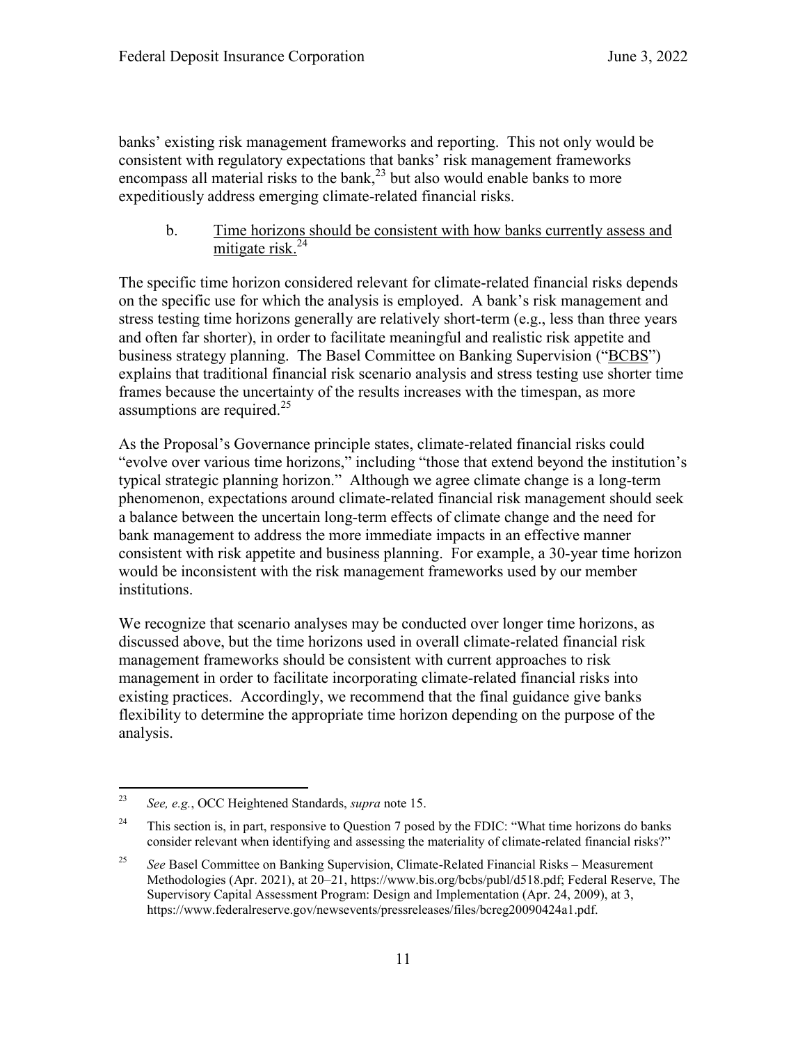banks' existing risk management frameworks and reporting. This not only would be consistent with regulatory expectations that banks' risk management frameworks encompass all material risks to the bank,[23] but also would enable banks to more expeditiously address emerging climate-related financial risks.

b. Time horizons should be consistent with how banks currently assess and mitigate risk.[24]

The specific time horizon considered relevant for climate-related financial risks depends on the specific use for which the analysis is employed. A bank's risk management and stress testing time horizons generally are relatively short-term (e.g., less than three years and often far shorter), in order to facilitate meaningful and realistic risk appetite and business strategy planning. The Basel Committee on Banking Supervision ("BCBS") explains that traditional financial risk scenario analysis and stress testing use shorter time frames because the uncertainty of the results increases with the timespan, as more assumptions are required.[25]

As the Proposal's Governance principle states, climate-related financial risks could "evolve over various time horizons," including "those that extend beyond the institution's typical strategic planning horizon." Although we agree climate change is a long-term phenomenon, expectations around climate-related financial risk management should seek a balance between the uncertain long-term effects of climate change and the need for bank management to address the more immediate impacts in an effective manner consistent with risk appetite and business planning. For example, a 30-year time horizon would be inconsistent with the risk management frameworks used by our member institutions.

We recognize that scenario analyses may be conducted over longer time horizons, as discussed above, but the time horizons used in overall climate-related financial risk management frameworks should be consistent with current approaches to risk management in order to facilitate incorporating climate-related financial risks into existing practices. Accordingly, we recommend that the final guidance give banks flexibility to determine the appropriate time horizon depending on the purpose of the analysis.

---

[23] *See, e.g.*, OCC Heightened Standards, *supra* note 15.

[24] This section is, in part, responsive to Question 7 posed by the FDIC: "What time horizons do banks consider relevant when identifying and assessing the materiality of climate-related financial risks?"

[25] *See* Basel Committee on Banking Supervision, Climate-Related Financial Risks – Measurement Methodologies (Apr. 2021), at 20–21, https://www.bis.org/bcbs/publ/d518.pdf; Federal Reserve, The Supervisory Capital Assessment Program: Design and Implementation (Apr. 24, 2009), at 3, https://www.federalreserve.gov/newsevents/pressreleases/files/bcreg20090424a1.pdf.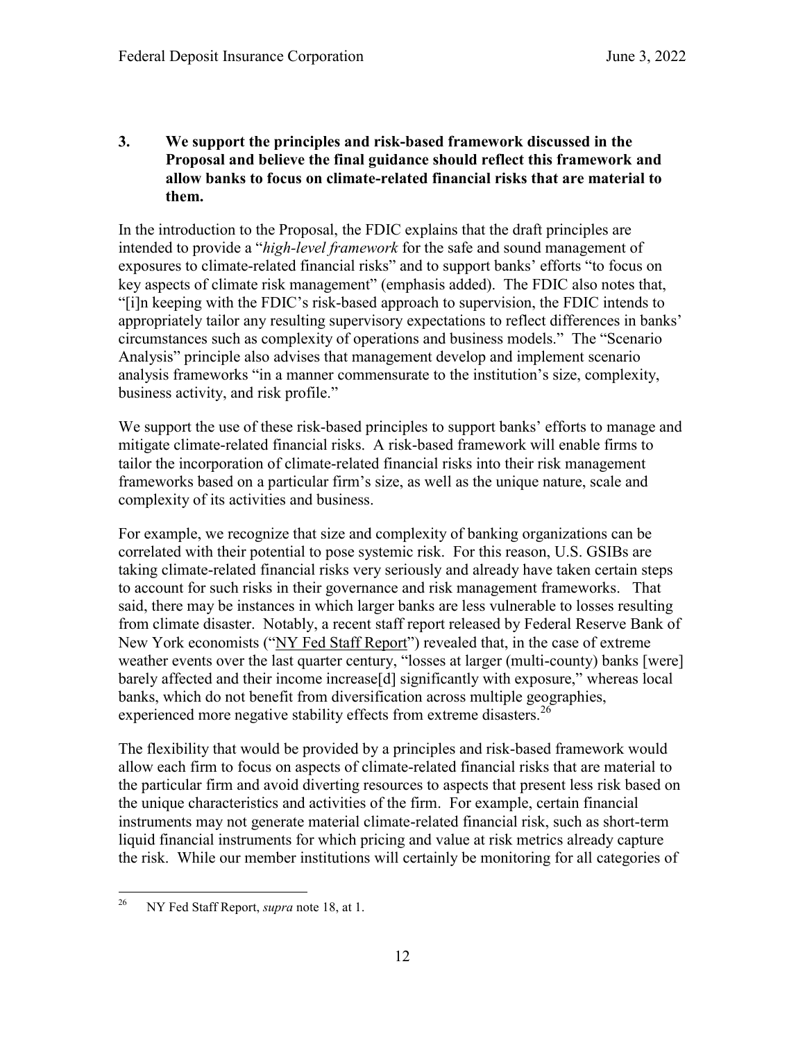**3. We support the principles and risk-based framework discussed in the Proposal and believe the final guidance should reflect this framework and allow banks to focus on climate-related financial risks that are material to them.**

In the introduction to the Proposal, the FDIC explains that the draft principles are intended to provide a "*high-level framework* for the safe and sound management of exposures to climate-related financial risks" and to support banks' efforts "to focus on key aspects of climate risk management" (emphasis added). The FDIC also notes that, "[i]n keeping with the FDIC's risk-based approach to supervision, the FDIC intends to appropriately tailor any resulting supervisory expectations to reflect differences in banks' circumstances such as complexity of operations and business models." The "Scenario Analysis" principle also advises that management develop and implement scenario analysis frameworks "in a manner commensurate to the institution's size, complexity, business activity, and risk profile."

We support the use of these risk-based principles to support banks' efforts to manage and mitigate climate-related financial risks. A risk-based framework will enable firms to tailor the incorporation of climate-related financial risks into their risk management frameworks based on a particular firm's size, as well as the unique nature, scale and complexity of its activities and business.

For example, we recognize that size and complexity of banking organizations can be correlated with their potential to pose systemic risk. For this reason, U.S. GSIBs are taking climate-related financial risks very seriously and already have taken certain steps to account for such risks in their governance and risk management frameworks. That said, there may be instances in which larger banks are less vulnerable to losses resulting from climate disaster. Notably, a recent staff report released by Federal Reserve Bank of New York economists ("NY Fed Staff Report") revealed that, in the case of extreme weather events over the last quarter century, "losses at larger (multi-county) banks [were] barely affected and their income increase[d] significantly with exposure," whereas local banks, which do not benefit from diversification across multiple geographies, experienced more negative stability effects from extreme disasters.[26]

The flexibility that would be provided by a principles and risk-based framework would allow each firm to focus on aspects of climate-related financial risks that are material to the particular firm and avoid diverting resources to aspects that present less risk based on the unique characteristics and activities of the firm. For example, certain financial instruments may not generate material climate-related financial risk, such as short-term liquid financial instruments for which pricing and value at risk metrics already capture the risk. While our member institutions will certainly be monitoring for all categories of

---

[26] NY Fed Staff Report, *supra* note 18, at 1.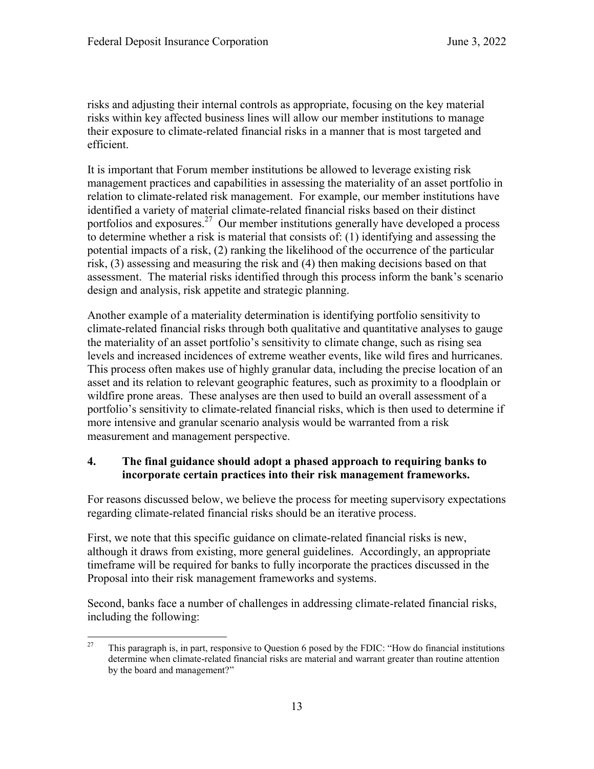risks and adjusting their internal controls as appropriate, focusing on the key material risks within key affected business lines will allow our member institutions to manage their exposure to climate-related financial risks in a manner that is most targeted and efficient.

It is important that Forum member institutions be allowed to leverage existing risk management practices and capabilities in assessing the materiality of an asset portfolio in relation to climate-related risk management. For example, our member institutions have identified a variety of material climate-related financial risks based on their distinct portfolios and exposures.[27] Our member institutions generally have developed a process to determine whether a risk is material that consists of: (1) identifying and assessing the potential impacts of a risk, (2) ranking the likelihood of the occurrence of the particular risk, (3) assessing and measuring the risk and (4) then making decisions based on that assessment. The material risks identified through this process inform the bank's scenario design and analysis, risk appetite and strategic planning.

Another example of a materiality determination is identifying portfolio sensitivity to climate-related financial risks through both qualitative and quantitative analyses to gauge the materiality of an asset portfolio's sensitivity to climate change, such as rising sea levels and increased incidences of extreme weather events, like wild fires and hurricanes. This process often makes use of highly granular data, including the precise location of an asset and its relation to relevant geographic features, such as proximity to a floodplain or wildfire prone areas. These analyses are then used to build an overall assessment of a portfolio's sensitivity to climate-related financial risks, which is then used to determine if more intensive and granular scenario analysis would be warranted from a risk measurement and management perspective.

### 4. The final guidance should adopt a phased approach to requiring banks to incorporate certain practices into their risk management frameworks.

For reasons discussed below, we believe the process for meeting supervisory expectations regarding climate-related financial risks should be an iterative process.

First, we note that this specific guidance on climate-related financial risks is new, although it draws from existing, more general guidelines. Accordingly, an appropriate timeframe will be required for banks to fully incorporate the practices discussed in the Proposal into their risk management frameworks and systems.

Second, banks face a number of challenges in addressing climate-related financial risks, including the following:

---

[27] This paragraph is, in part, responsive to Question 6 posed by the FDIC: "How do financial institutions determine when climate-related financial risks are material and warrant greater than routine attention by the board and management?"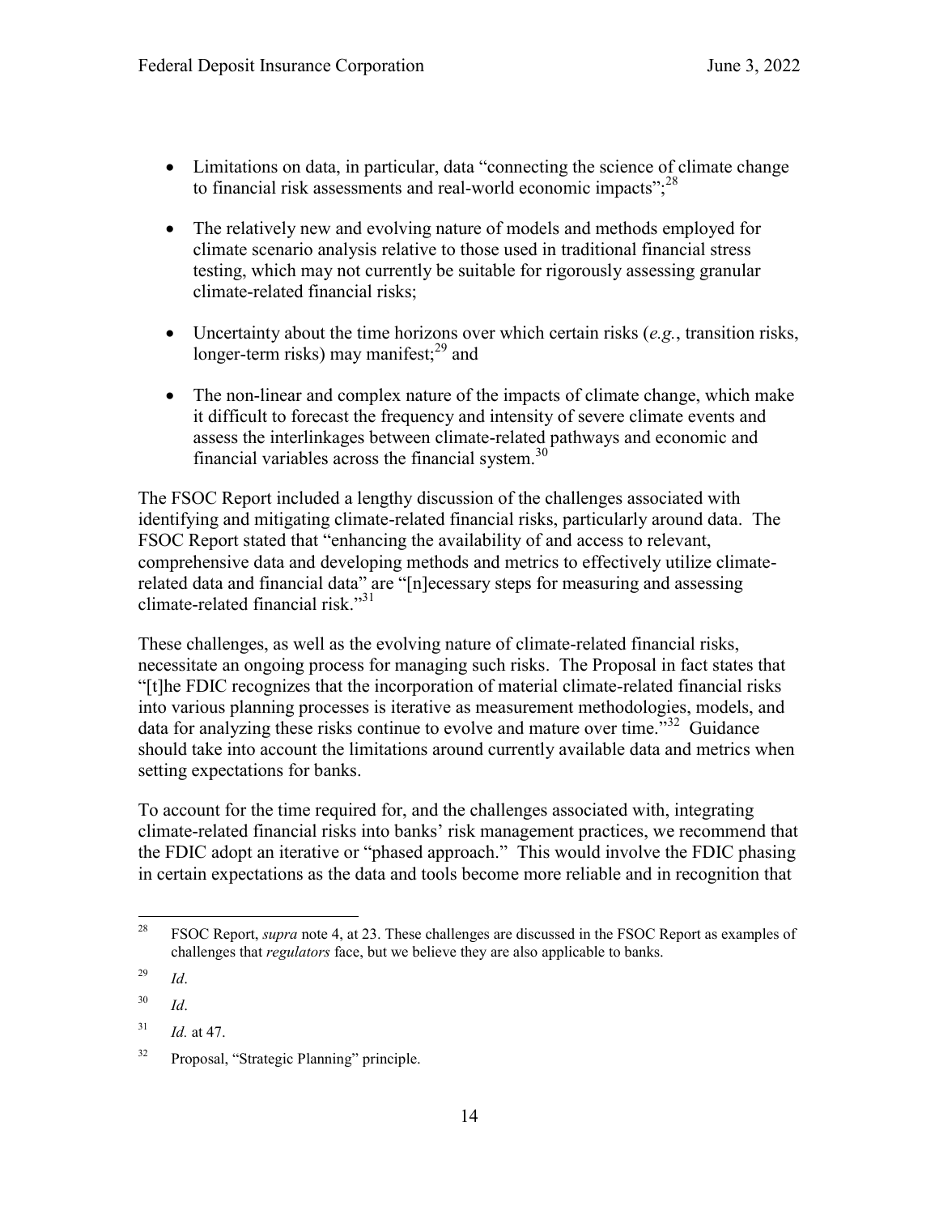- Limitations on data, in particular, data "connecting the science of climate change to financial risk assessments and real-world economic impacts";[28]

- The relatively new and evolving nature of models and methods employed for climate scenario analysis relative to those used in traditional financial stress testing, which may not currently be suitable for rigorously assessing granular climate-related financial risks;

- Uncertainty about the time horizons over which certain risks (*e.g.*, transition risks, longer-term risks) may manifest;[29] and

- The non-linear and complex nature of the impacts of climate change, which make it difficult to forecast the frequency and intensity of severe climate events and assess the interlinkages between climate-related pathways and economic and financial variables across the financial system.[30]

The FSOC Report included a lengthy discussion of the challenges associated with identifying and mitigating climate-related financial risks, particularly around data. The FSOC Report stated that "enhancing the availability of and access to relevant, comprehensive data and developing methods and metrics to effectively utilize climate-related data and financial data" are "[n]ecessary steps for measuring and assessing climate-related financial risk."[31]

These challenges, as well as the evolving nature of climate-related financial risks, necessitate an ongoing process for managing such risks. The Proposal in fact states that "[t]he FDIC recognizes that the incorporation of material climate-related financial risks into various planning processes is iterative as measurement methodologies, models, and data for analyzing these risks continue to evolve and mature over time."[32] Guidance should take into account the limitations around currently available data and metrics when setting expectations for banks.

To account for the time required for, and the challenges associated with, integrating climate-related financial risks into banks' risk management practices, we recommend that the FDIC adopt an iterative or "phased approach." This would involve the FDIC phasing in certain expectations as the data and tools become more reliable and in recognition that

---

[28] FSOC Report, *supra* note 4, at 23. These challenges are discussed in the FSOC Report as examples of challenges that *regulators* face, but we believe they are also applicable to banks.

[29] *Id*.

[30] *Id*.

[31] *Id.* at 47.

[32] Proposal, "Strategic Planning" principle.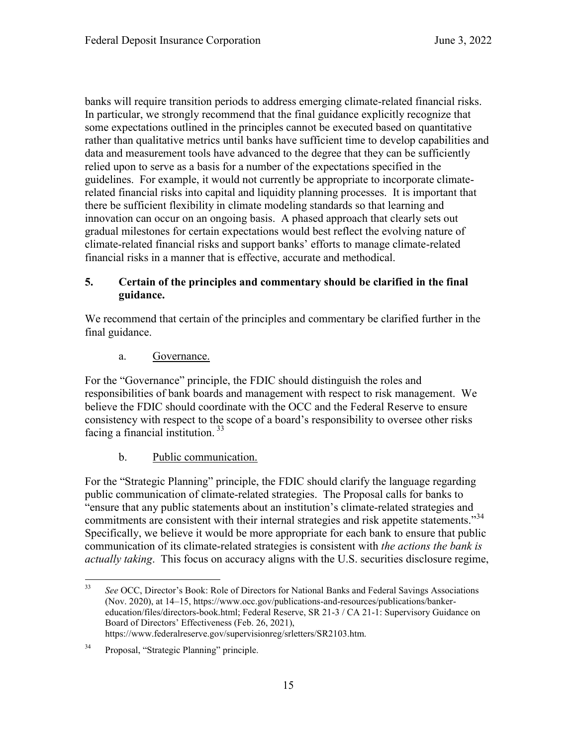banks will require transition periods to address emerging climate-related financial risks. In particular, we strongly recommend that the final guidance explicitly recognize that some expectations outlined in the principles cannot be executed based on quantitative rather than qualitative metrics until banks have sufficient time to develop capabilities and data and measurement tools have advanced to the degree that they can be sufficiently relied upon to serve as a basis for a number of the expectations specified in the guidelines. For example, it would not currently be appropriate to incorporate climate-related financial risks into capital and liquidity planning processes. It is important that there be sufficient flexibility in climate modeling standards so that learning and innovation can occur on an ongoing basis. A phased approach that clearly sets out gradual milestones for certain expectations would best reflect the evolving nature of climate-related financial risks and support banks' efforts to manage climate-related financial risks in a manner that is effective, accurate and methodical.

### 5. Certain of the principles and commentary should be clarified in the final guidance.

We recommend that certain of the principles and commentary be clarified further in the final guidance.

a. Governance.

For the "Governance" principle, the FDIC should distinguish the roles and responsibilities of bank boards and management with respect to risk management. We believe the FDIC should coordinate with the OCC and the Federal Reserve to ensure consistency with respect to the scope of a board's responsibility to oversee other risks facing a financial institution. [33]

b. Public communication.

For the "Strategic Planning" principle, the FDIC should clarify the language regarding public communication of climate-related strategies. The Proposal calls for banks to "ensure that any public statements about an institution's climate-related strategies and commitments are consistent with their internal strategies and risk appetite statements."[34] Specifically, we believe it would be more appropriate for each bank to ensure that public communication of its climate-related strategies is consistent with *the actions the bank is actually taking*. This focus on accuracy aligns with the U.S. securities disclosure regime,

---

[33] *See* OCC, Director's Book: Role of Directors for National Banks and Federal Savings Associations (Nov. 2020), at 14–15, https://www.occ.gov/publications-and-resources/publications/banker-education/files/directors-book.html; Federal Reserve, SR 21-3 / CA 21-1: Supervisory Guidance on Board of Directors' Effectiveness (Feb. 26, 2021), https://www.federalreserve.gov/supervisionreg/srletters/SR2103.htm.

[34] Proposal, "Strategic Planning" principle.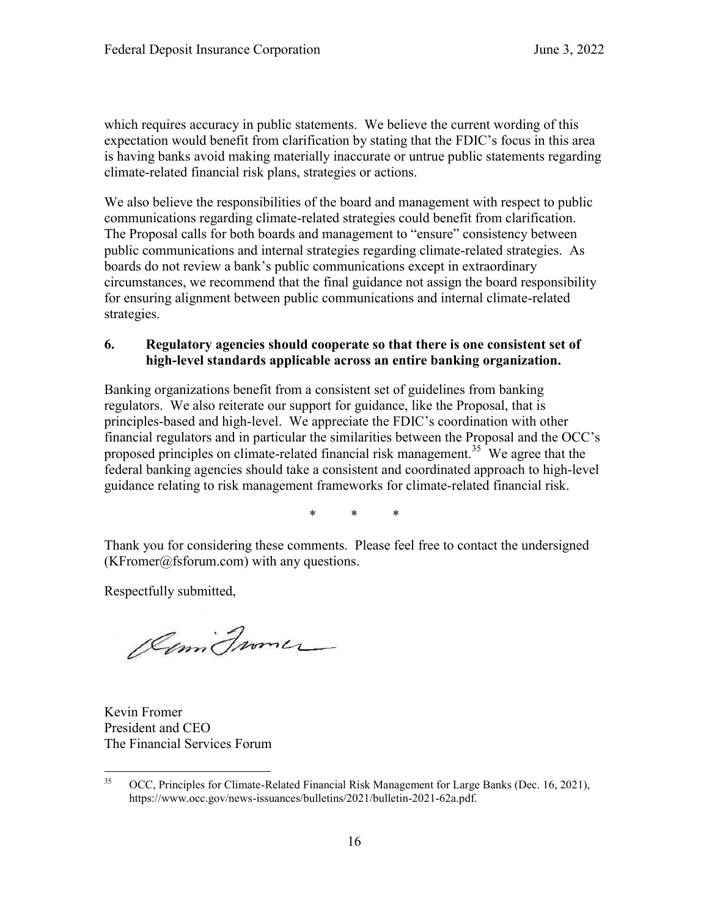which requires accuracy in public statements. We believe the current wording of this expectation would benefit from clarification by stating that the FDIC's focus in this area is having banks avoid making materially inaccurate or untrue public statements regarding climate-related financial risk plans, strategies or actions.

We also believe the responsibilities of the board and management with respect to public communications regarding climate-related strategies could benefit from clarification. The Proposal calls for both boards and management to "ensure" consistency between public communications and internal strategies regarding climate-related strategies. As boards do not review a bank's public communications except in extraordinary circumstances, we recommend that the final guidance not assign the board responsibility for ensuring alignment between public communications and internal climate-related strategies.

### 6. Regulatory agencies should cooperate so that there is one consistent set of high-level standards applicable across an entire banking organization.

Banking organizations benefit from a consistent set of guidelines from banking regulators. We also reiterate our support for guidance, like the Proposal, that is principles-based and high-level. We appreciate the FDIC's coordination with other financial regulators and in particular the similarities between the Proposal and the OCC's proposed principles on climate-related financial risk management.[35] We agree that the federal banking agencies should take a consistent and coordinated approach to high-level guidance relating to risk management frameworks for climate-related financial risk.

\* \* \*

Thank you for considering these comments. Please feel free to contact the undersigned (KFromer@fsforum.com) with any questions.

Respectfully submitted,

Kevin Fromer
President and CEO
The Financial Services Forum

---

[35] OCC, Principles for Climate-Related Financial Risk Management for Large Banks (Dec. 16, 2021), https://www.occ.gov/news-issuances/bulletins/2021/bulletin-2021-62a.pdf.